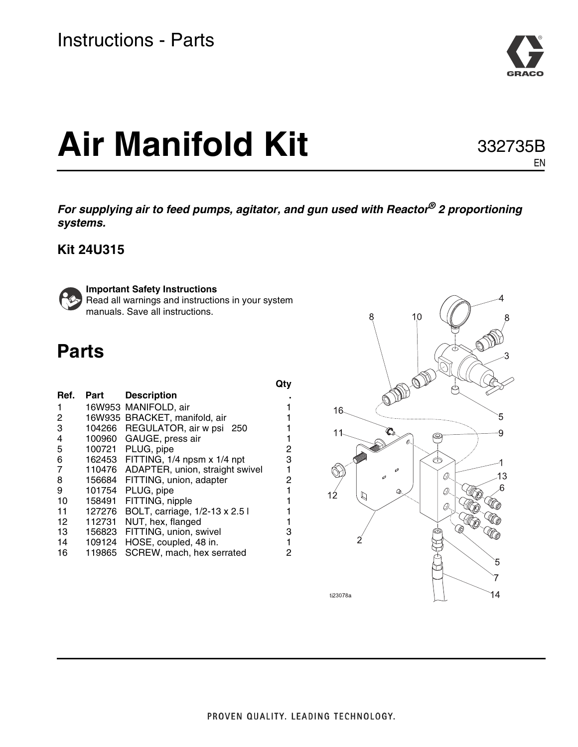Instructions - Parts

# Air Manifold Kit

332735B
EN

***For supplying air to feed pumps, agitator, and gun used with Reactor® 2 proportioning systems.***

**Kit 24U315**

**Important Safety Instructions**
Read all warnings and instructions in your system manuals. Save all instructions.

## Parts

| Ref. | Part | Description | Qty. |
|---|---|---|---|
| 1 | 16W953 | MANIFOLD, air | 1 |
| 2 | 16W935 | BRACKET, manifold, air | 1 |
| 3 | 104266 | REGULATOR, air w psi 250 | 1 |
| 4 | 100960 | GAUGE, press air | 1 |
| 5 | 100721 | PLUG, pipe | 2 |
| 6 | 162453 | FITTING, 1/4 npsm x 1/4 npt | 3 |
| 7 | 110476 | ADAPTER, union, straight swivel | 1 |
| 8 | 156684 | FITTING, union, adapter | 2 |
| 9 | 101754 | PLUG, pipe | 1 |
| 10 | 158491 | FITTING, nipple | 1 |
| 11 | 127276 | BOLT, carriage, 1/2-13 x 2.5 l | 1 |
| 12 | 112731 | NUT, hex, flanged | 1 |
| 13 | 156823 | FITTING, union, swivel | 3 |
| 14 | 109124 | HOSE, coupled, 48 in. | 1 |
| 16 | 119865 | SCREW, mach, hex serrated | 2 |

ti23078a

PROVEN QUALITY. LEADING TECHNOLOGY.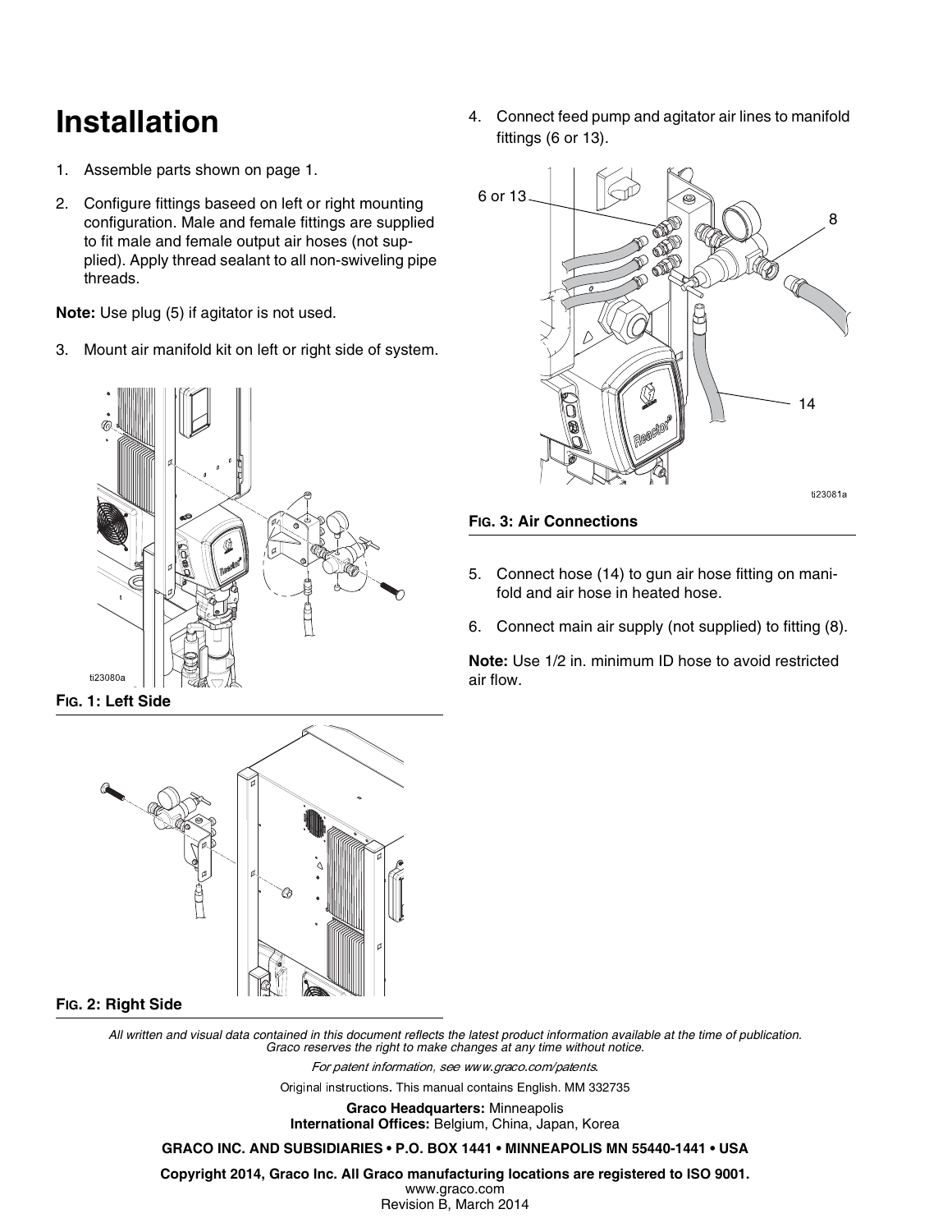# Installation

1. Assemble parts shown on page 1.
2. Configure fittings baseed on left or right mounting configuration. Male and female fittings are supplied to fit male and female output air hoses (not supplied). Apply thread sealant to all non-swiveling pipe threads.

**Note:** Use plug (5) if agitator is not used.

3. Mount air manifold kit on left or right side of system.

ti23080a

**FIG. 1: Left Side**

**FIG. 2: Right Side**

4. Connect feed pump and agitator air lines to manifold fittings (6 or 13).

6 or 13

8

14

ti23081a

**FIG. 3: Air Connections**

5. Connect hose (14) to gun air hose fitting on manifold and air hose in heated hose.
6. Connect main air supply (not supplied) to fitting (8).

**Note:** Use 1/2 in. minimum ID hose to avoid restricted air flow.

*All written and visual data contained in this document reflects the latest product information available at the time of publication. Graco reserves the right to make changes at any time without notice.*

*For patent information, see www.graco.com/patents.*

Original instructions. This manual contains English. MM 332735

**Graco Headquarters:** Minneapolis
**International Offices:** Belgium, China, Japan, Korea

**GRACO INC. AND SUBSIDIARIES • P.O. BOX 1441 • MINNEAPOLIS MN 55440-1441 • USA**

**Copyright 2014, Graco Inc. All Graco manufacturing locations are registered to ISO 9001.**
www.graco.com
Revision B, March 2014